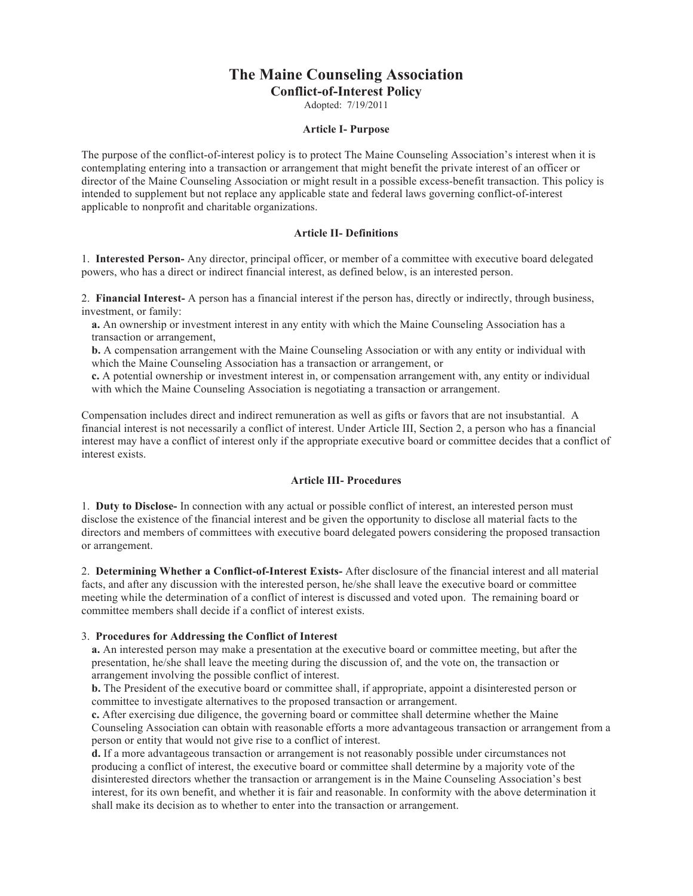# The Maine Counseling Association

## Conflict-of-Interest Policy

Adopted: 7/19/2011

### Article I- Purpose

The purpose of the conflict-of-interest policy is to protect The Maine Counseling Association's interest when it is contemplating entering into a transaction or arrangement that might benefit the private interest of an officer or director of the Maine Counseling Association or might result in a possible excess-benefit transaction. This policy is intended to supplement but not replace any applicable state and federal laws governing conflict-of-interest applicable to nonprofit and charitable organizations.

### Article II- Definitions

1. **Interested Person-** Any director, principal officer, or member of a committee with executive board delegated powers, who has a direct or indirect financial interest, as defined below, is an interested person.

2. **Financial Interest-** A person has a financial interest if the person has, directly or indirectly, through business, investment, or family:
   - **a.** An ownership or investment interest in any entity with which the Maine Counseling Association has a transaction or arrangement,
   - **b.** A compensation arrangement with the Maine Counseling Association or with any entity or individual with which the Maine Counseling Association has a transaction or arrangement, or
   - **c.** A potential ownership or investment interest in, or compensation arrangement with, any entity or individual with which the Maine Counseling Association is negotiating a transaction or arrangement.

Compensation includes direct and indirect remuneration as well as gifts or favors that are not insubstantial. A financial interest is not necessarily a conflict of interest. Under Article III, Section 2, a person who has a financial interest may have a conflict of interest only if the appropriate executive board or committee decides that a conflict of interest exists.

### Article III- Procedures

1. **Duty to Disclose-** In connection with any actual or possible conflict of interest, an interested person must disclose the existence of the financial interest and be given the opportunity to disclose all material facts to the directors and members of committees with executive board delegated powers considering the proposed transaction or arrangement.

2. **Determining Whether a Conflict-of-Interest Exists-** After disclosure of the financial interest and all material facts, and after any discussion with the interested person, he/she shall leave the executive board or committee meeting while the determination of a conflict of interest is discussed and voted upon. The remaining board or committee members shall decide if a conflict of interest exists.

3. **Procedures for Addressing the Conflict of Interest**
   - **a.** An interested person may make a presentation at the executive board or committee meeting, but after the presentation, he/she shall leave the meeting during the discussion of, and the vote on, the transaction or arrangement involving the possible conflict of interest.
   - **b.** The President of the executive board or committee shall, if appropriate, appoint a disinterested person or committee to investigate alternatives to the proposed transaction or arrangement.
   - **c.** After exercising due diligence, the governing board or committee shall determine whether the Maine Counseling Association can obtain with reasonable efforts a more advantageous transaction or arrangement from a person or entity that would not give rise to a conflict of interest.
   - **d.** If a more advantageous transaction or arrangement is not reasonably possible under circumstances not producing a conflict of interest, the executive board or committee shall determine by a majority vote of the disinterested directors whether the transaction or arrangement is in the Maine Counseling Association's best interest, for its own benefit, and whether it is fair and reasonable. In conformity with the above determination it shall make its decision as to whether to enter into the transaction or arrangement.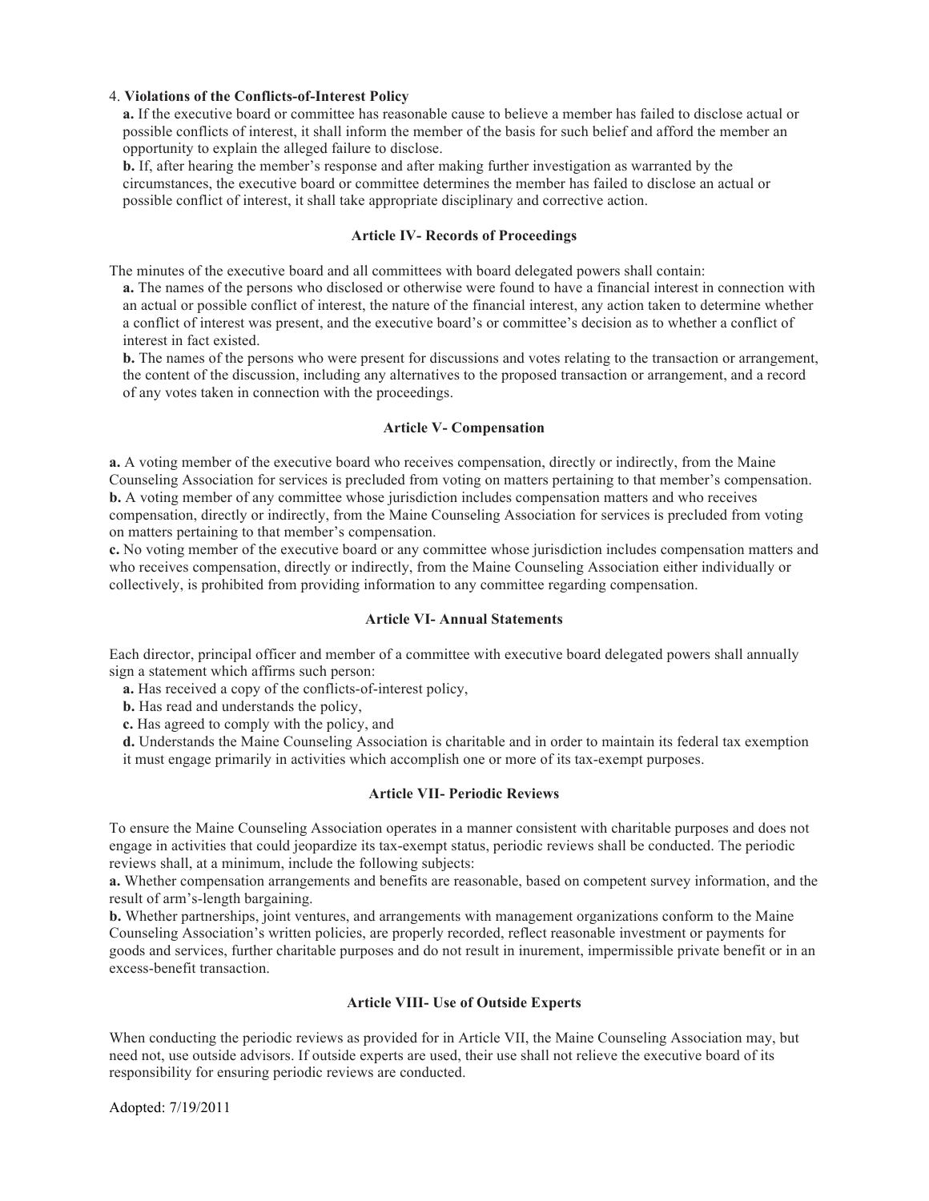4. **Violations of the Conflicts-of-Interest Policy**

**a.** If the executive board or committee has reasonable cause to believe a member has failed to disclose actual or possible conflicts of interest, it shall inform the member of the basis for such belief and afford the member an opportunity to explain the alleged failure to disclose.

**b.** If, after hearing the member's response and after making further investigation as warranted by the circumstances, the executive board or committee determines the member has failed to disclose an actual or possible conflict of interest, it shall take appropriate disciplinary and corrective action.

### Article IV- Records of Proceedings

The minutes of the executive board and all committees with board delegated powers shall contain:

**a.** The names of the persons who disclosed or otherwise were found to have a financial interest in connection with an actual or possible conflict of interest, the nature of the financial interest, any action taken to determine whether a conflict of interest was present, and the executive board's or committee's decision as to whether a conflict of interest in fact existed.

**b.** The names of the persons who were present for discussions and votes relating to the transaction or arrangement, the content of the discussion, including any alternatives to the proposed transaction or arrangement, and a record of any votes taken in connection with the proceedings.

### Article V- Compensation

**a.** A voting member of the executive board who receives compensation, directly or indirectly, from the Maine Counseling Association for services is precluded from voting on matters pertaining to that member's compensation.
**b.** A voting member of any committee whose jurisdiction includes compensation matters and who receives compensation, directly or indirectly, from the Maine Counseling Association for services is precluded from voting on matters pertaining to that member's compensation.
**c.** No voting member of the executive board or any committee whose jurisdiction includes compensation matters and who receives compensation, directly or indirectly, from the Maine Counseling Association either individually or collectively, is prohibited from providing information to any committee regarding compensation.

### Article VI- Annual Statements

Each director, principal officer and member of a committee with executive board delegated powers shall annually sign a statement which affirms such person:

**a.** Has received a copy of the conflicts-of-interest policy,
**b.** Has read and understands the policy,
**c.** Has agreed to comply with the policy, and
**d.** Understands the Maine Counseling Association is charitable and in order to maintain its federal tax exemption it must engage primarily in activities which accomplish one or more of its tax-exempt purposes.

### Article VII- Periodic Reviews

To ensure the Maine Counseling Association operates in a manner consistent with charitable purposes and does not engage in activities that could jeopardize its tax-exempt status, periodic reviews shall be conducted. The periodic reviews shall, at a minimum, include the following subjects:

**a.** Whether compensation arrangements and benefits are reasonable, based on competent survey information, and the result of arm's-length bargaining.
**b.** Whether partnerships, joint ventures, and arrangements with management organizations conform to the Maine Counseling Association's written policies, are properly recorded, reflect reasonable investment or payments for goods and services, further charitable purposes and do not result in inurement, impermissible private benefit or in an excess-benefit transaction.

### Article VIII- Use of Outside Experts

When conducting the periodic reviews as provided for in Article VII, the Maine Counseling Association may, but need not, use outside advisors. If outside experts are used, their use shall not relieve the executive board of its responsibility for ensuring periodic reviews are conducted.

Adopted: 7/19/2011